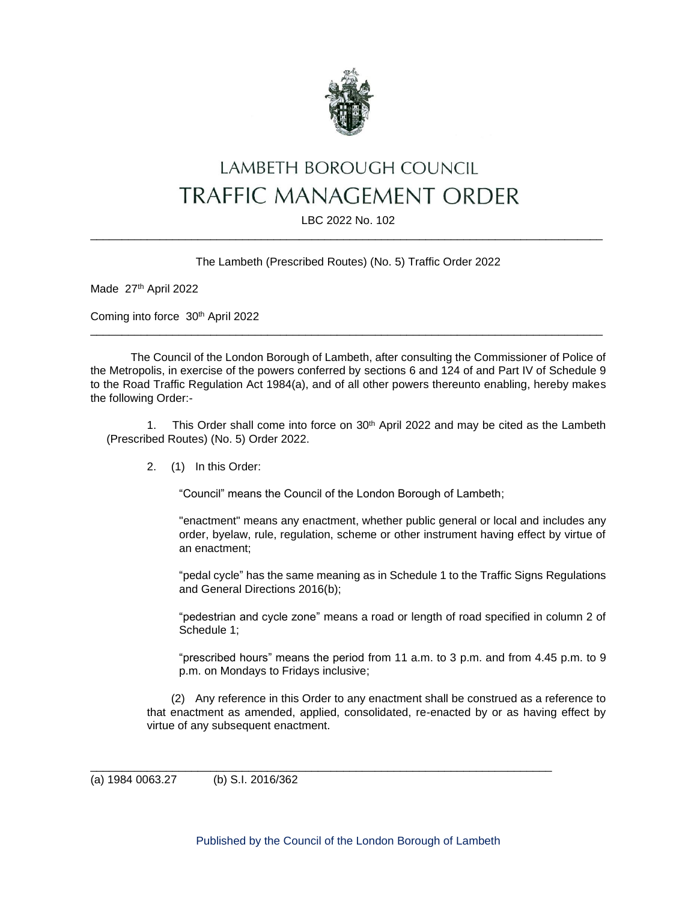# LAMBETH BOROUGH COUNCIL

# TRAFFIC MANAGEMENT ORDER

LBC 2022 No. 102

---

The Lambeth (Prescribed Routes) (No. 5) Traffic Order 2022

Made 27th April 2022

Coming into force 30th April 2022

---

The Council of the London Borough of Lambeth, after consulting the Commissioner of Police of the Metropolis, in exercise of the powers conferred by sections 6 and 124 of and Part IV of Schedule 9 to the Road Traffic Regulation Act 1984(a), and of all other powers thereunto enabling, hereby makes the following Order:-

1. This Order shall come into force on 30th April 2022 and may be cited as the Lambeth (Prescribed Routes) (No. 5) Order 2022.

2. (1) In this Order:

"Council" means the Council of the London Borough of Lambeth;

"enactment" means any enactment, whether public general or local and includes any order, byelaw, rule, regulation, scheme or other instrument having effect by virtue of an enactment;

"pedal cycle" has the same meaning as in Schedule 1 to the Traffic Signs Regulations and General Directions 2016(b);

"pedestrian and cycle zone" means a road or length of road specified in column 2 of Schedule 1;

"prescribed hours" means the period from 11 a.m. to 3 p.m. and from 4.45 p.m. to 9 p.m. on Mondays to Fridays inclusive;

(2) Any reference in this Order to any enactment shall be construed as a reference to that enactment as amended, applied, consolidated, re-enacted by or as having effect by virtue of any subsequent enactment.

---

(a) 1984 0063.27 (b) S.I. 2016/362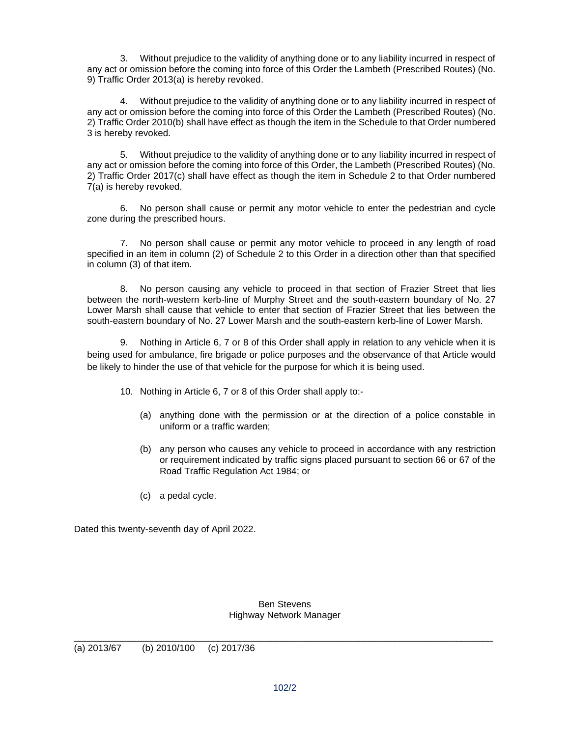3. Without prejudice to the validity of anything done or to any liability incurred in respect of any act or omission before the coming into force of this Order the Lambeth (Prescribed Routes) (No. 9) Traffic Order 2013(a) is hereby revoked.

4. Without prejudice to the validity of anything done or to any liability incurred in respect of any act or omission before the coming into force of this Order the Lambeth (Prescribed Routes) (No. 2) Traffic Order 2010(b) shall have effect as though the item in the Schedule to that Order numbered 3 is hereby revoked.

5. Without prejudice to the validity of anything done or to any liability incurred in respect of any act or omission before the coming into force of this Order, the Lambeth (Prescribed Routes) (No. 2) Traffic Order 2017(c) shall have effect as though the item in Schedule 2 to that Order numbered 7(a) is hereby revoked.

6. No person shall cause or permit any motor vehicle to enter the pedestrian and cycle zone during the prescribed hours.

7. No person shall cause or permit any motor vehicle to proceed in any length of road specified in an item in column (2) of Schedule 2 to this Order in a direction other than that specified in column (3) of that item.

8. No person causing any vehicle to proceed in that section of Frazier Street that lies between the north-western kerb-line of Murphy Street and the south-eastern boundary of No. 27 Lower Marsh shall cause that vehicle to enter that section of Frazier Street that lies between the south-eastern boundary of No. 27 Lower Marsh and the south-eastern kerb-line of Lower Marsh.

9. Nothing in Article 6, 7 or 8 of this Order shall apply in relation to any vehicle when it is being used for ambulance, fire brigade or police purposes and the observance of that Article would be likely to hinder the use of that vehicle for the purpose for which it is being used.

10. Nothing in Article 6, 7 or 8 of this Order shall apply to:-

(a) anything done with the permission or at the direction of a police constable in uniform or a traffic warden;

(b) any person who causes any vehicle to proceed in accordance with any restriction or requirement indicated by traffic signs placed pursuant to section 66 or 67 of the Road Traffic Regulation Act 1984; or

(c) a pedal cycle.

Dated this twenty-seventh day of April 2022.

Ben Stevens
Highway Network Manager

---

(a) 2013/67 (b) 2010/100 (c) 2017/36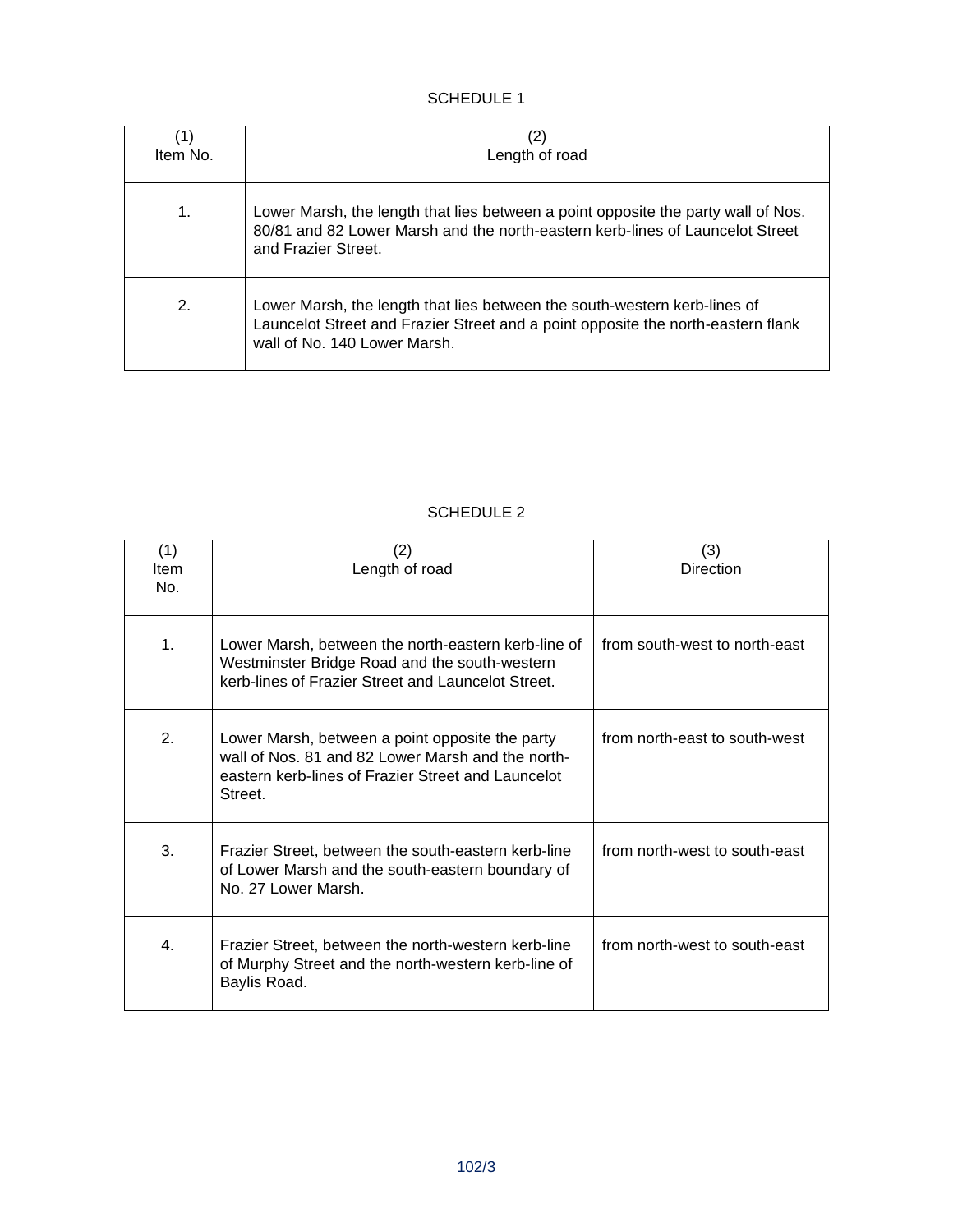SCHEDULE 1

| (1)<br>Item No. | (2)<br>Length of road |
|---|---|
| 1. | Lower Marsh, the length that lies between a point opposite the party wall of Nos. 80/81 and 82 Lower Marsh and the north-eastern kerb-lines of Launcelot Street and Frazier Street. |
| 2. | Lower Marsh, the length that lies between the south-western kerb-lines of Launcelot Street and Frazier Street and a point opposite the north-eastern flank wall of No. 140 Lower Marsh. |

SCHEDULE 2

| (1)<br>Item No. | (2)<br>Length of road | (3)<br>Direction |
|---|---|---|
| 1. | Lower Marsh, between the north-eastern kerb-line of Westminster Bridge Road and the south-western kerb-lines of Frazier Street and Launcelot Street. | from south-west to north-east |
| 2. | Lower Marsh, between a point opposite the party wall of Nos. 81 and 82 Lower Marsh and the north-eastern kerb-lines of Frazier Street and Launcelot Street. | from north-east to south-west |
| 3. | Frazier Street, between the south-eastern kerb-line of Lower Marsh and the south-eastern boundary of No. 27 Lower Marsh. | from north-west to south-east |
| 4. | Frazier Street, between the north-western kerb-line of Murphy Street and the north-western kerb-line of Baylis Road. | from north-west to south-east |